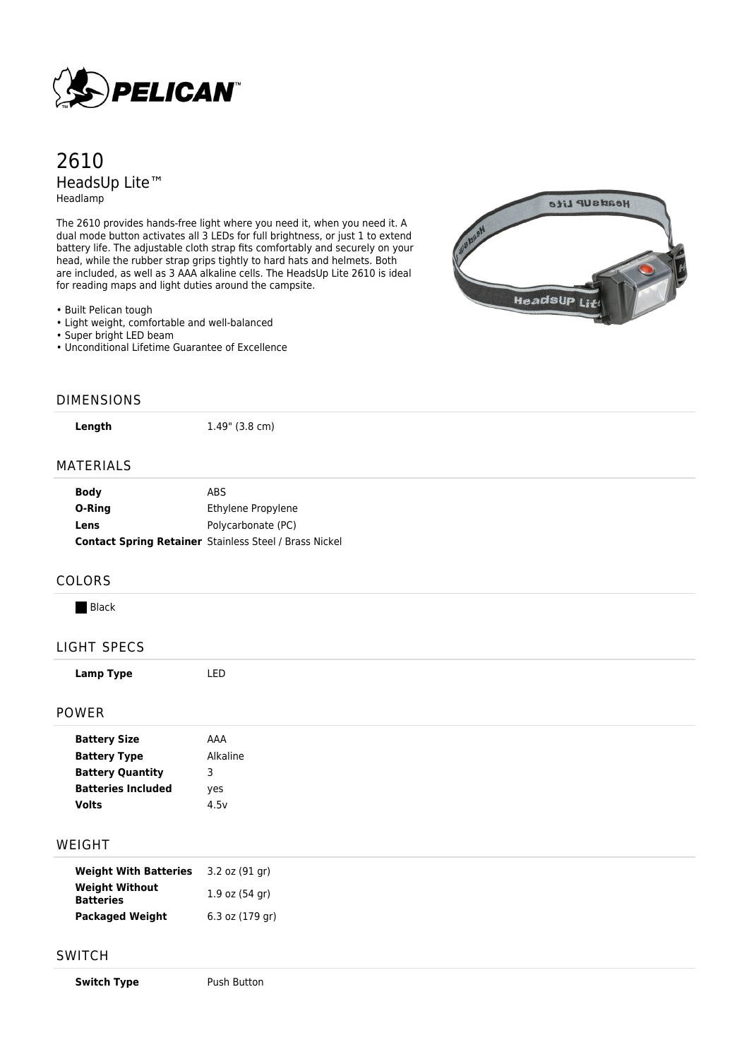# 2610

## HeadsUp Lite™

Headlamp

The 2610 provides hands-free light where you need it, when you need it. A dual mode button activates all 3 LEDs for full brightness, or just 1 to extend battery life. The adjustable cloth strap fits comfortably and securely on your head, while the rubber strap grips tightly to hard hats and helmets. Both are included, as well as 3 AAA alkaline cells. The HeadsUp Lite 2610 is ideal for reading maps and light duties around the campsite.

- Built Pelican tough
- Light weight, comfortable and well-balanced
- Super bright LED beam
- Unconditional Lifetime Guarantee of Excellence

## DIMENSIONS

| | |
|---|---|
| **Length** | 1.49" (3.8 cm) |

## MATERIALS

| | |
|---|---|
| **Body** | ABS |
| **O-Ring** | Ethylene Propylene |
| **Lens** | Polycarbonate (PC) |
| **Contact Spring Retainer** | Stainless Steel / Brass Nickel |

## COLORS

Black

## LIGHT SPECS

| | |
|---|---|
| **Lamp Type** | LED |

## POWER

| | |
|---|---|
| **Battery Size** | AAA |
| **Battery Type** | Alkaline |
| **Battery Quantity** | 3 |
| **Batteries Included** | yes |
| **Volts** | 4.5v |

## WEIGHT

| | |
|---|---|
| **Weight With Batteries** | 3.2 oz (91 gr) |
| **Weight Without Batteries** | 1.9 oz (54 gr) |
| **Packaged Weight** | 6.3 oz (179 gr) |

## SWITCH

| | |
|---|---|
| **Switch Type** | Push Button |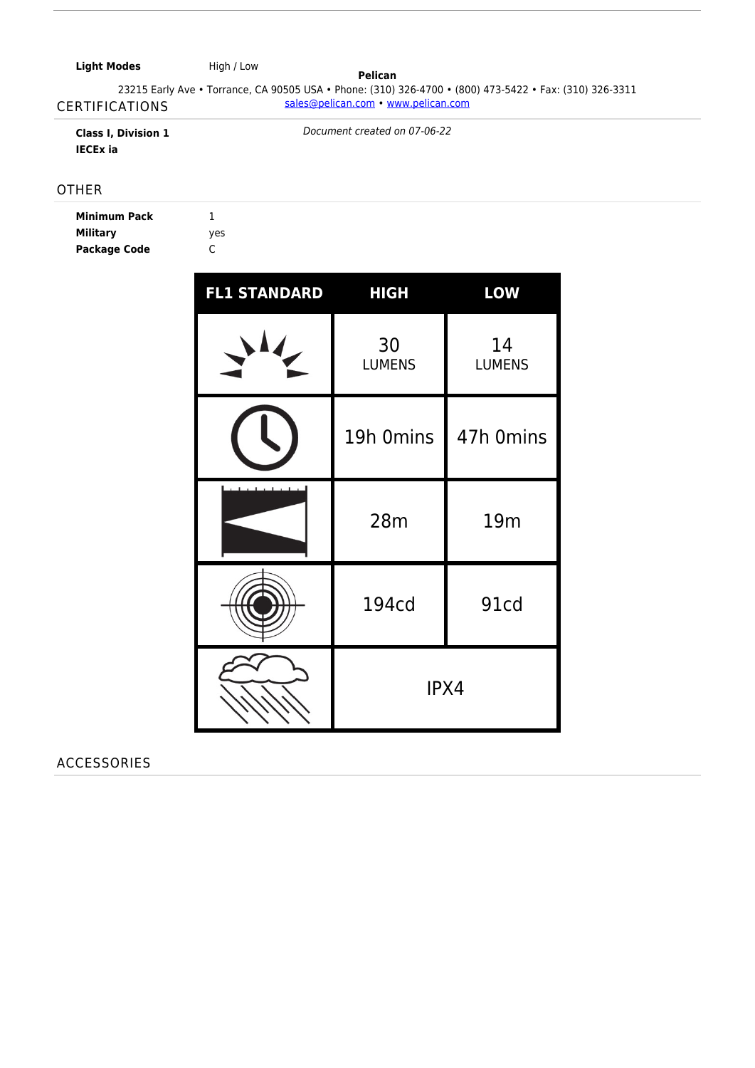**Light Modes** High / Low

## CERTIFICATIONS

**Class I, Division 1**
**IECEx ia**

## OTHER

**Minimum Pack** 1
**Military** yes
**Package Code** C

| FL1 STANDARD | HIGH | LOW |
| --- | --- | --- |
| | 30 LUMENS | 14 LUMENS |
| | 19h 0mins | 47h 0mins |
| | 28m | 19m |
| | 194cd | 91cd |
| | IPX4 | |

## ACCESSORIES